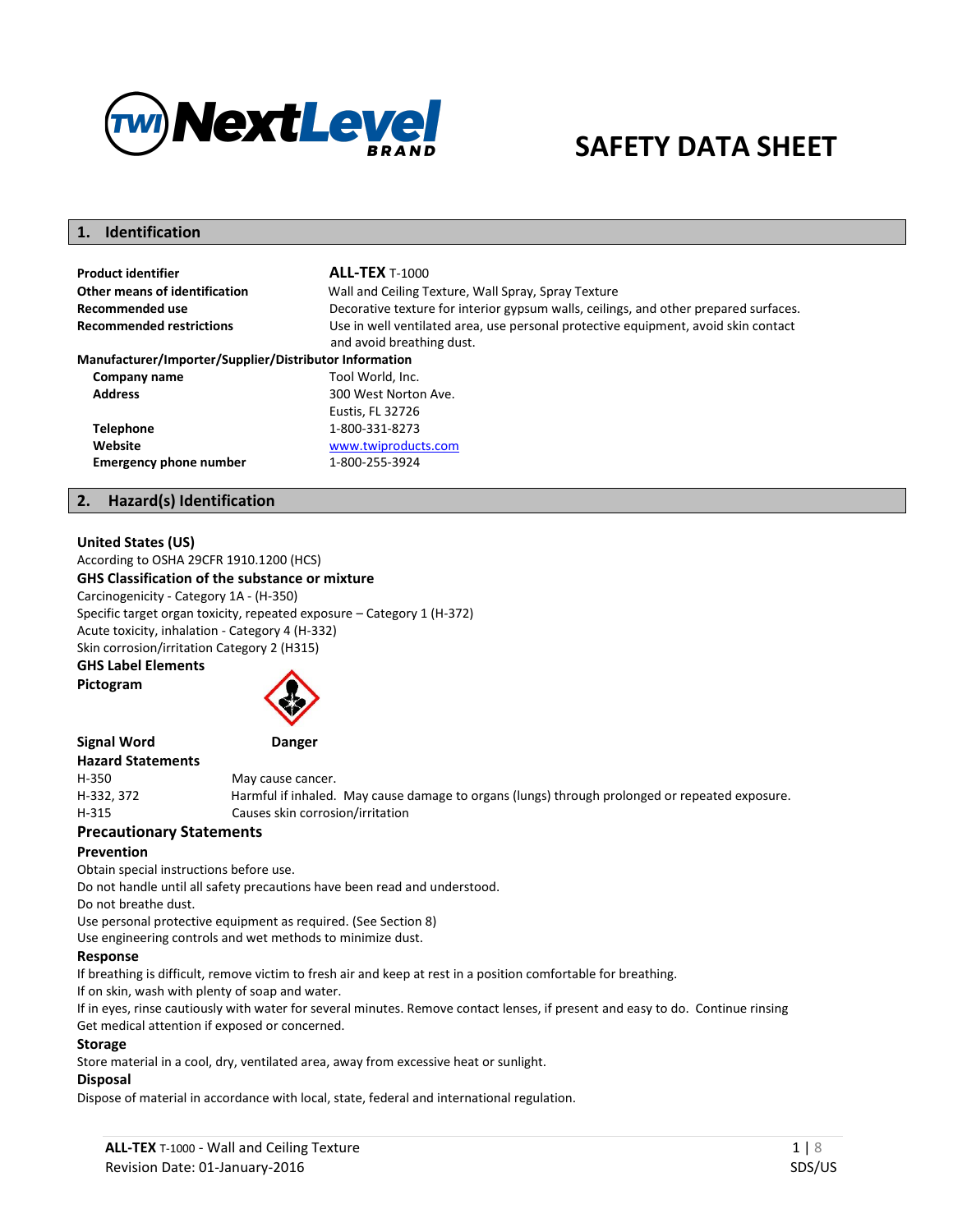# SAFETY DATA SHEET

## 1. Identification

| | |
|---|---|
| **Product identifier** | **ALL-TEX** T-1000 |
| **Other means of identification** | Wall and Ceiling Texture, Wall Spray, Spray Texture |
| **Recommended use** | Decorative texture for interior gypsum walls, ceilings, and other prepared surfaces. |
| **Recommended restrictions** | Use in well ventilated area, use personal protective equipment, avoid skin contact and avoid breathing dust. |

**Manufacturer/Importer/Supplier/Distributor Information**

| | |
|---|---|
| **Company name** | Tool World, Inc. |
| **Address** | 300 West Norton Ave. Eustis, FL 32726 |
| **Telephone** | 1-800-331-8273 |
| **Website** | www.twiproducts.com |
| **Emergency phone number** | 1-800-255-3924 |

## 2. Hazard(s) Identification

### United States (US)

According to OSHA 29CFR 1910.1200 (HCS)

### GHS Classification of the substance or mixture

Carcinogenicity - Category 1A - (H-350)
Specific target organ toxicity, repeated exposure – Category 1 (H-372)
Acute toxicity, inhalation - Category 4 (H-332)
Skin corrosion/irritation Category 2 (H315)

### GHS Label Elements

**Pictogram**

**Signal Word** **Danger**

**Hazard Statements**

| | |
|---|---|
| H-350 | May cause cancer. |
| H-332, 372 | Harmful if inhaled. May cause damage to organs (lungs) through prolonged or repeated exposure. |
| H-315 | Causes skin corrosion/irritation |

### Precautionary Statements

**Prevention**

Obtain special instructions before use.
Do not handle until all safety precautions have been read and understood.
Do not breathe dust.
Use personal protective equipment as required. (See Section 8)
Use engineering controls and wet methods to minimize dust.

**Response**

If breathing is difficult, remove victim to fresh air and keep at rest in a position comfortable for breathing.
If on skin, wash with plenty of soap and water.
If in eyes, rinse cautiously with water for several minutes. Remove contact lenses, if present and easy to do. Continue rinsing
Get medical attention if exposed or concerned.

**Storage**

Store material in a cool, dry, ventilated area, away from excessive heat or sunlight.

**Disposal**

Dispose of material in accordance with local, state, federal and international regulation.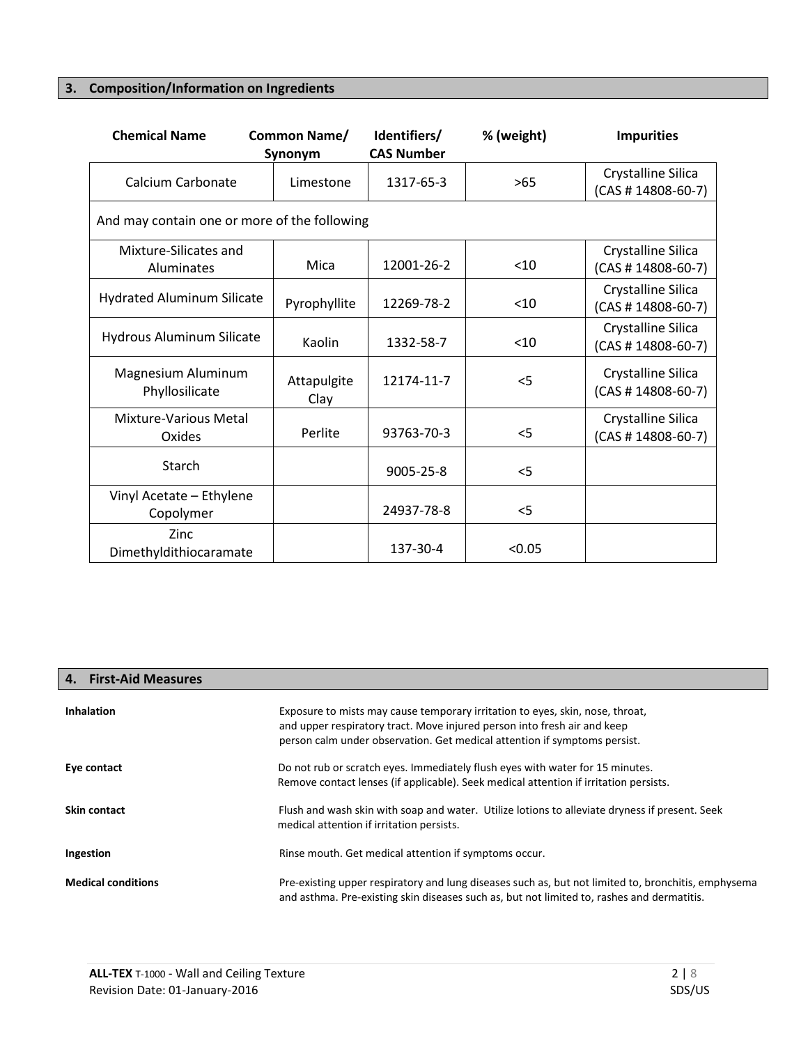## 3. Composition/Information on Ingredients

| Chemical Name | Common Name/ Synonym | Identifiers/ CAS Number | % (weight) | Impurities |
|---|---|---|---|---|
| Calcium Carbonate | Limestone | 1317-65-3 | >65 | Crystalline Silica (CAS # 14808-60-7) |
| And may contain one or more of the following | | | | |
| Mixture-Silicates and Aluminates | Mica | 12001-26-2 | <10 | Crystalline Silica (CAS # 14808-60-7) |
| Hydrated Aluminum Silicate | Pyrophyllite | 12269-78-2 | <10 | Crystalline Silica (CAS # 14808-60-7) |
| Hydrous Aluminum Silicate | Kaolin | 1332-58-7 | <10 | Crystalline Silica (CAS # 14808-60-7) |
| Magnesium Aluminum Phyllosilicate | Attapulgite Clay | 12174-11-7 | <5 | Crystalline Silica (CAS # 14808-60-7) |
| Mixture-Various Metal Oxides | Perlite | 93763-70-3 | <5 | Crystalline Silica (CAS # 14808-60-7) |
| Starch | | 9005-25-8 | <5 | |
| Vinyl Acetate – Ethylene Copolymer | | 24937-78-8 | <5 | |
| Zinc Dimethyldithiocaramate | | 137-30-4 | <0.05 | |

## 4. First-Aid Measures

**Inhalation**
Exposure to mists may cause temporary irritation to eyes, skin, nose, throat, and upper respiratory tract. Move injured person into fresh air and keep person calm under observation. Get medical attention if symptoms persist.

**Eye contact**
Do not rub or scratch eyes. Immediately flush eyes with water for 15 minutes. Remove contact lenses (if applicable). Seek medical attention if irritation persists.

**Skin contact**
Flush and wash skin with soap and water. Utilize lotions to alleviate dryness if present. Seek medical attention if irritation persists.

**Ingestion**
Rinse mouth. Get medical attention if symptoms occur.

**Medical conditions**
Pre-existing upper respiratory and lung diseases such as, but not limited to, bronchitis, emphysema and asthma. Pre-existing skin diseases such as, but not limited to, rashes and dermatitis.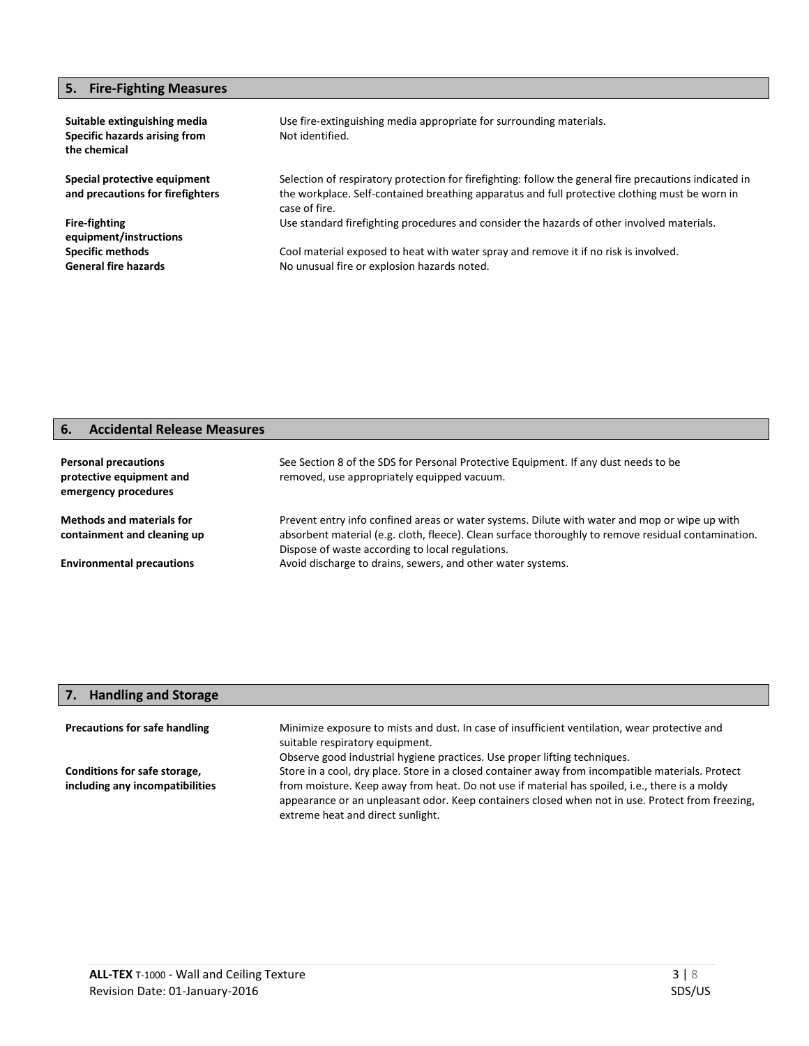## 5. Fire-Fighting Measures

| | |
|---|---|
| **Suitable extinguishing media** | Use fire-extinguishing media appropriate for surrounding materials. |
| **Specific hazards arising from the chemical** | Not identified. |
| **Special protective equipment and precautions for firefighters** | Selection of respiratory protection for firefighting: follow the general fire precautions indicated in the workplace. Self-contained breathing apparatus and full protective clothing must be worn in case of fire. |
| **Fire-fighting equipment/instructions** | Use standard firefighting procedures and consider the hazards of other involved materials. |
| **Specific methods** | Cool material exposed to heat with water spray and remove it if no risk is involved. |
| **General fire hazards** | No unusual fire or explosion hazards noted. |

## 6. Accidental Release Measures

| | |
|---|---|
| **Personal precautions protective equipment and emergency procedures** | See Section 8 of the SDS for Personal Protective Equipment. If any dust needs to be removed, use appropriately equipped vacuum. |
| **Methods and materials for containment and cleaning up** | Prevent entry info confined areas or water systems. Dilute with water and mop or wipe up with absorbent material (e.g. cloth, fleece). Clean surface thoroughly to remove residual contamination. Dispose of waste according to local regulations. |
| **Environmental precautions** | Avoid discharge to drains, sewers, and other water systems. |

## 7. Handling and Storage

| | |
|---|---|
| **Precautions for safe handling** | Minimize exposure to mists and dust. In case of insufficient ventilation, wear protective and suitable respiratory equipment. Observe good industrial hygiene practices. Use proper lifting techniques. |
| **Conditions for safe storage, including any incompatibilities** | Store in a cool, dry place. Store in a closed container away from incompatible materials. Protect from moisture. Keep away from heat. Do not use if material has spoiled, i.e., there is a moldy appearance or an unpleasant odor. Keep containers closed when not in use. Protect from freezing, extreme heat and direct sunlight. |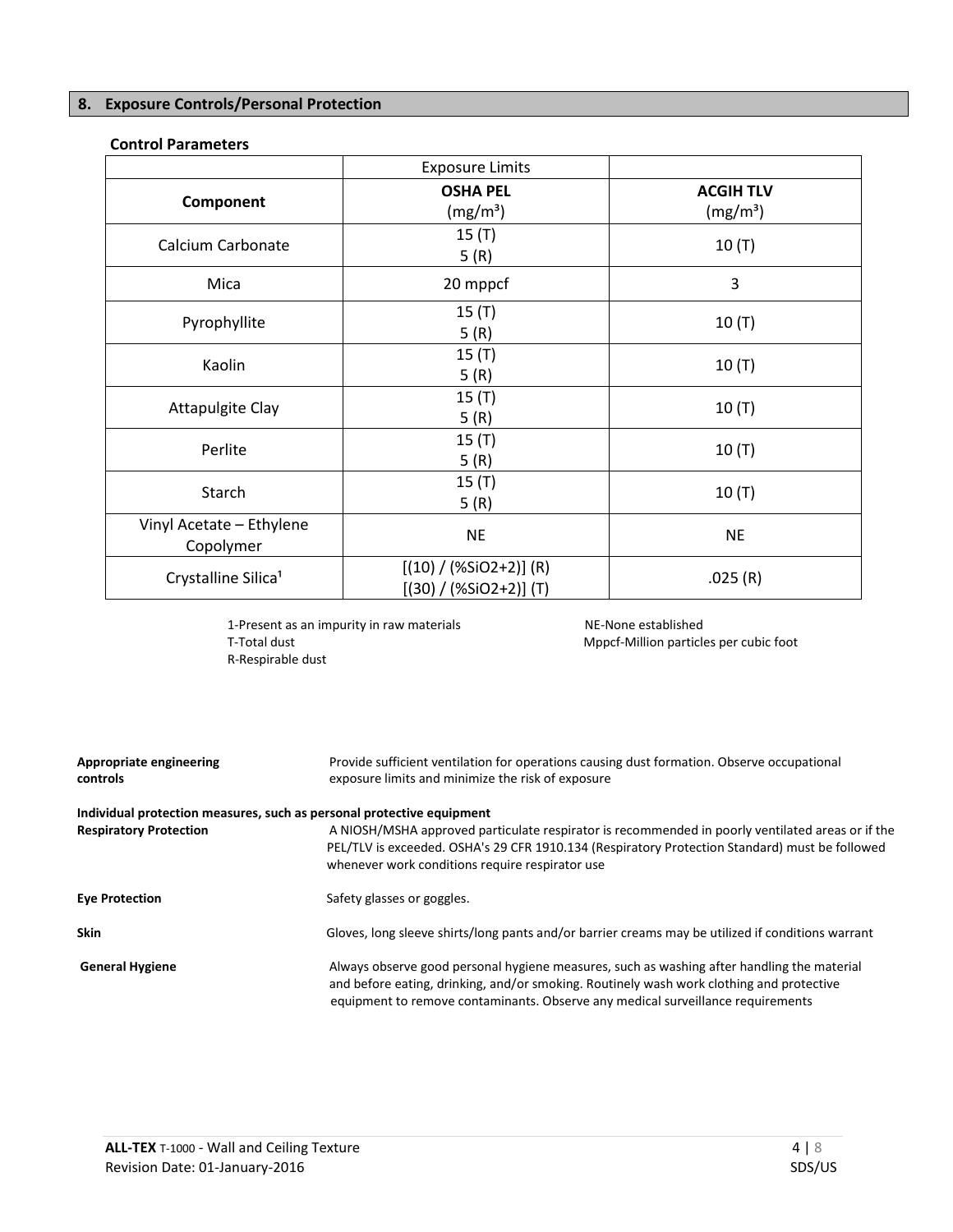## 8. Exposure Controls/Personal Protection

### Control Parameters

| | Exposure Limits | |
|---|---|---|
| **Component** | **OSHA PEL** ($mg/m^3$) | **ACGIH TLV** ($mg/m^3$) |
| Calcium Carbonate | 15 (T)<br>5 (R) | 10 (T) |
| Mica | 20 mppcf | 3 |
| Pyrophyllite | 15 (T)<br>5 (R) | 10 (T) |
| Kaolin | 15 (T)<br>5 (R) | 10 (T) |
| Attapulgite Clay | 15 (T)<br>5 (R) | 10 (T) |
| Perlite | 15 (T)<br>5 (R) | 10 (T) |
| Starch | 15 (T)<br>5 (R) | 10 (T) |
| Vinyl Acetate – Ethylene Copolymer | NE | NE |
| Crystalline Silica[1] | [(10) / (%SiO2+2)] (R)<br>[(30) / (%SiO2+2)] (T) | .025 (R) |

1-Present as an impurity in raw materials
T-Total dust
R-Respirable dust
NE-None established
Mppcf-Million particles per cubic foot

**Appropriate engineering controls** Provide sufficient ventilation for operations causing dust formation. Observe occupational exposure limits and minimize the risk of exposure

**Individual protection measures, such as personal protective equipment**

**Respiratory Protection** A NIOSH/MSHA approved particulate respirator is recommended in poorly ventilated areas or if the PEL/TLV is exceeded. OSHA's 29 CFR 1910.134 (Respiratory Protection Standard) must be followed whenever work conditions require respirator use

**Eye Protection** Safety glasses or goggles.

**Skin** Gloves, long sleeve shirts/long pants and/or barrier creams may be utilized if conditions warrant

**General Hygiene** Always observe good personal hygiene measures, such as washing after handling the material and before eating, drinking, and/or smoking. Routinely wash work clothing and protective equipment to remove contaminants. Observe any medical surveillance requirements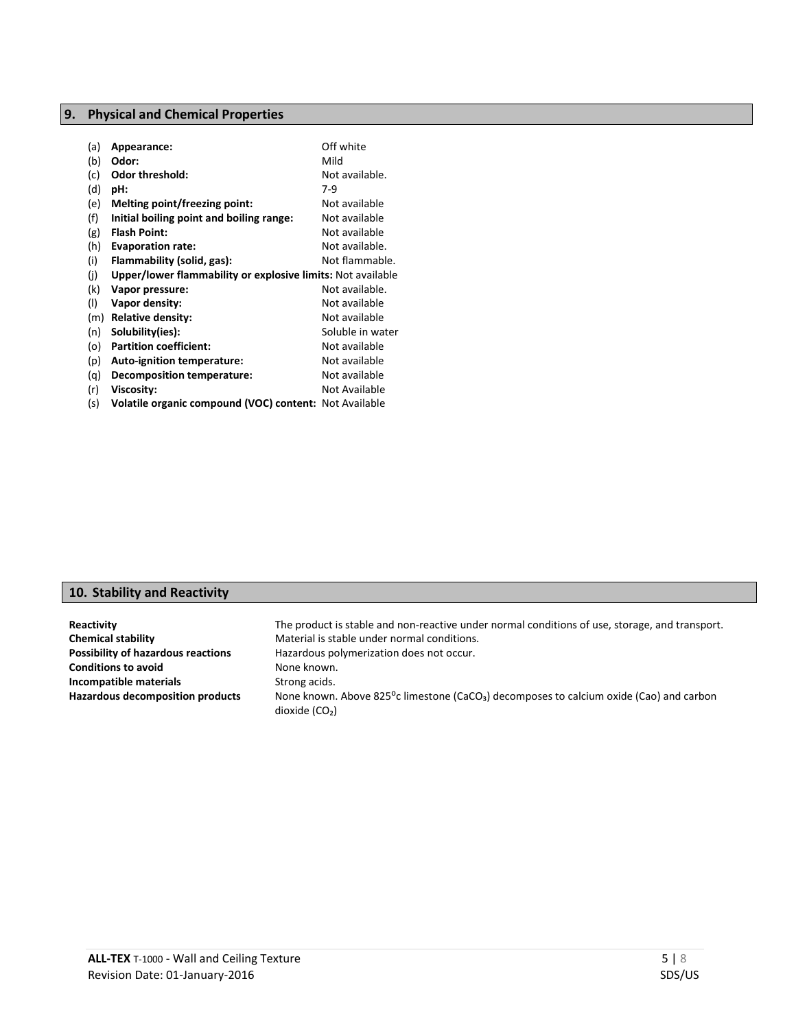## 9. Physical and Chemical Properties

(a) **Appearance:** Off white
(b) **Odor:** Mild
(c) **Odor threshold:** Not available.
(d) **pH:** 7-9
(e) **Melting point/freezing point:** Not available
(f) **Initial boiling point and boiling range:** Not available
(g) **Flash Point:** Not available
(h) **Evaporation rate:** Not available.
(i) **Flammability (solid, gas):** Not flammable.
(j) **Upper/lower flammability or explosive limits:** Not available
(k) **Vapor pressure:** Not available.
(l) **Vapor density:** Not available
(m) **Relative density:** Not available
(n) **Solubility(ies):** Soluble in water
(o) **Partition coefficient:** Not available
(p) **Auto-ignition temperature:** Not available
(q) **Decomposition temperature:** Not available
(r) **Viscosity:** Not Available
(s) **Volatile organic compound (VOC) content:** Not Available

## 10. Stability and Reactivity

**Reactivity** The product is stable and non-reactive under normal conditions of use, storage, and transport.

**Chemical stability** Material is stable under normal conditions.

**Possibility of hazardous reactions** Hazardous polymerization does not occur.

**Conditions to avoid** None known.

**Incompatible materials** Strong acids.

**Hazardous decomposition products** None known. Above 825$^{0}$c limestone ($CaCO_3$) decomposes to calcium oxide (Cao) and carbon dioxide ($CO_2$)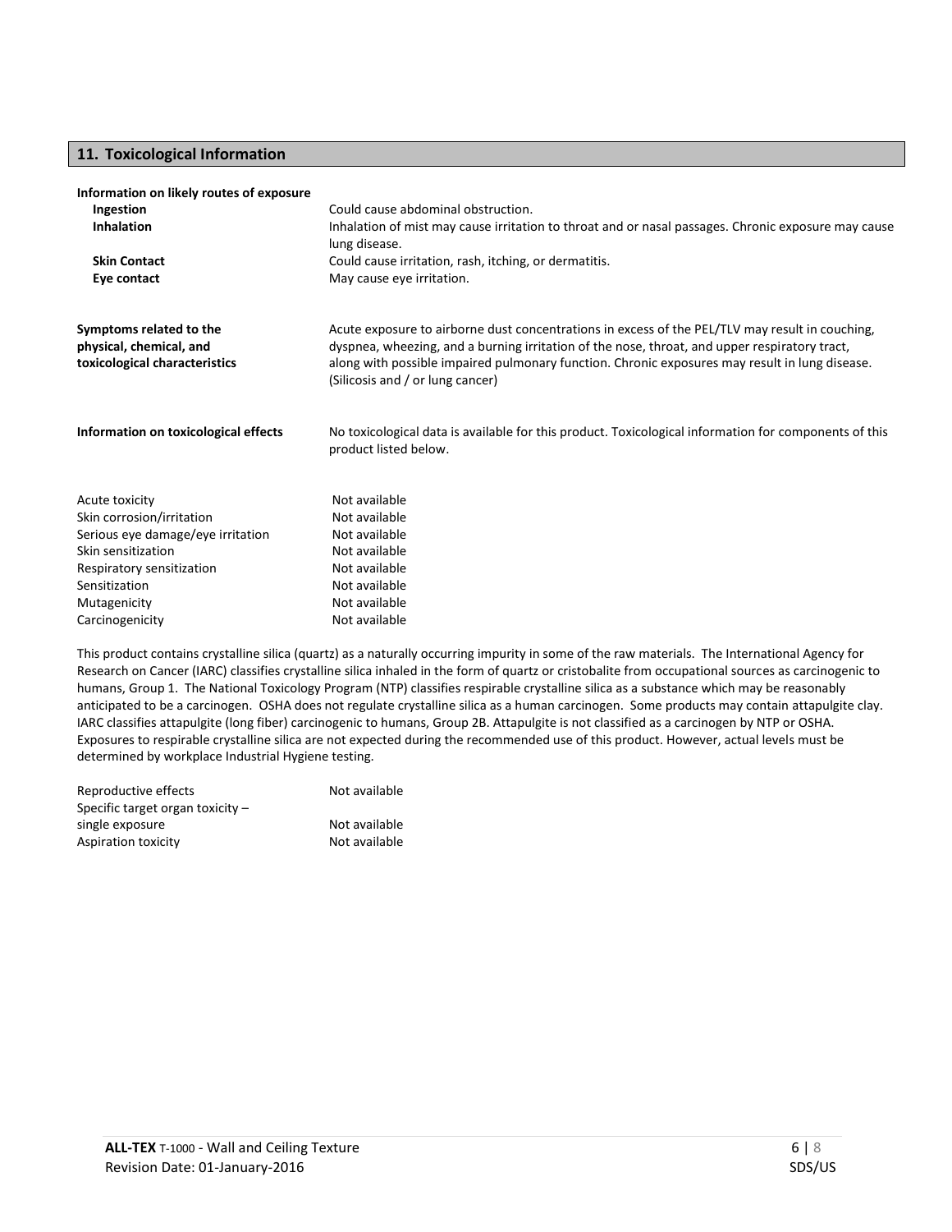## 11. Toxicological Information

**Information on likely routes of exposure**

| | |
|---|---|
| **Ingestion** | Could cause abdominal obstruction. |
| **Inhalation** | Inhalation of mist may cause irritation to throat and or nasal passages. Chronic exposure may cause lung disease. |
| **Skin Contact** | Could cause irritation, rash, itching, or dermatitis. |
| **Eye contact** | May cause eye irritation. |

| | |
|---|---|
| **Symptoms related to the physical, chemical, and toxicological characteristics** | Acute exposure to airborne dust concentrations in excess of the PEL/TLV may result in couching, dyspnea, wheezing, and a burning irritation of the nose, throat, and upper respiratory tract, along with possible impaired pulmonary function. Chronic exposures may result in lung disease. (Silicosis and / or lung cancer) |
| **Information on toxicological effects** | No toxicological data is available for this product. Toxicological information for components of this product listed below. |

| | |
|---|---|
| Acute toxicity | Not available |
| Skin corrosion/irritation | Not available |
| Serious eye damage/eye irritation | Not available |
| Skin sensitization | Not available |
| Respiratory sensitization | Not available |
| Sensitization | Not available |
| Mutagenicity | Not available |
| Carcinogenicity | Not available |

This product contains crystalline silica (quartz) as a naturally occurring impurity in some of the raw materials. The International Agency for Research on Cancer (IARC) classifies crystalline silica inhaled in the form of quartz or cristobalite from occupational sources as carcinogenic to humans, Group 1. The National Toxicology Program (NTP) classifies respirable crystalline silica as a substance which may be reasonably anticipated to be a carcinogen. OSHA does not regulate crystalline silica as a human carcinogen. Some products may contain attapulgite clay. IARC classifies attapulgite (long fiber) carcinogenic to humans, Group 2B. Attapulgite is not classified as a carcinogen by NTP or OSHA. Exposures to respirable crystalline silica are not expected during the recommended use of this product. However, actual levels must be determined by workplace Industrial Hygiene testing.

| | |
|---|---|
| Reproductive effects | Not available |
| Specific target organ toxicity – single exposure | Not available |
| Aspiration toxicity | Not available |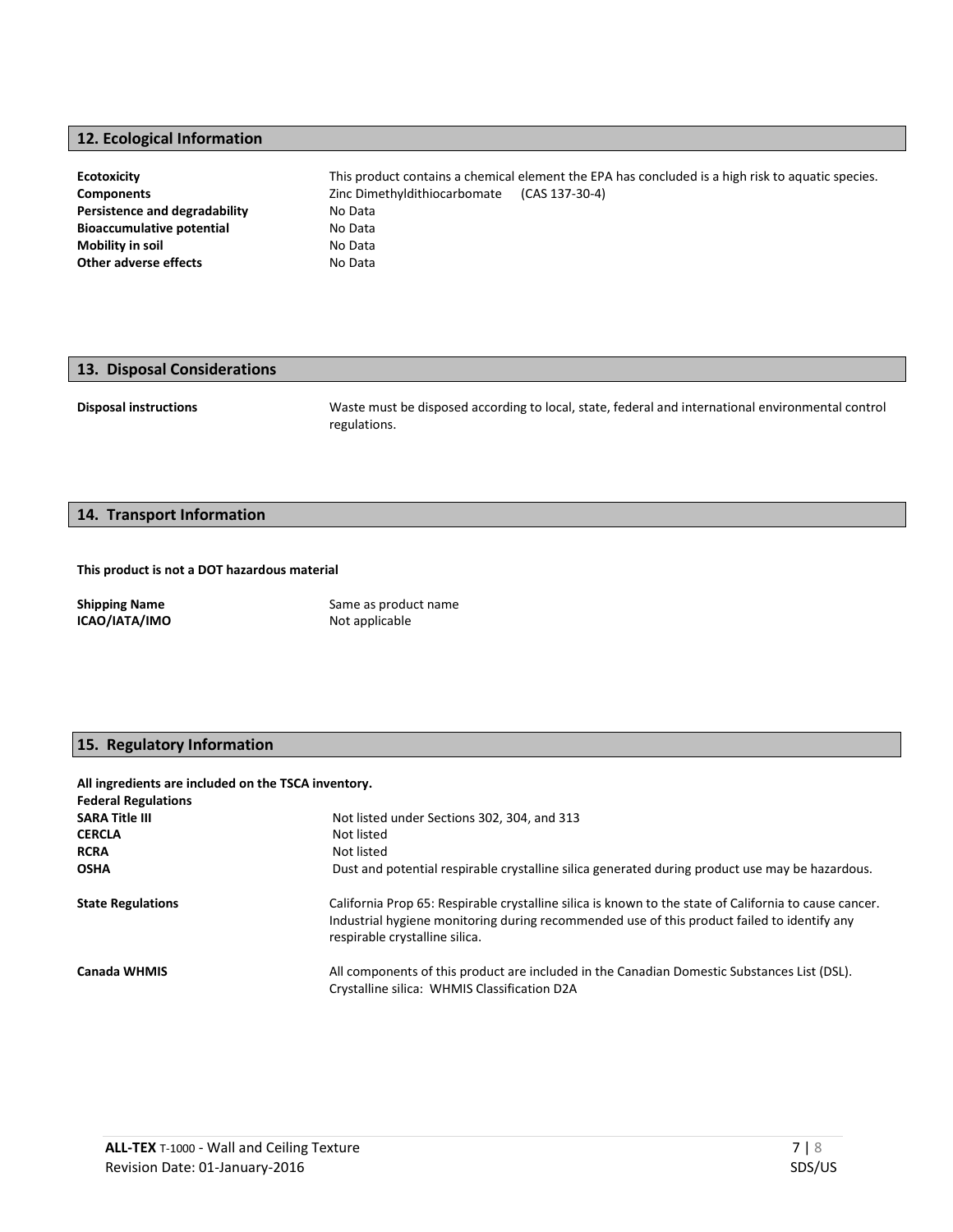## 12. Ecological Information

| | |
|---|---|
| **Ecotoxicity** | This product contains a chemical element the EPA has concluded is a high risk to aquatic species. |
| **Components** | Zinc Dimethyldithiocarbomate (CAS 137-30-4) |
| **Persistence and degradability** | No Data |
| **Bioaccumulative potential** | No Data |
| **Mobility in soil** | No Data |
| **Other adverse effects** | No Data |

## 13. Disposal Considerations

| | |
|---|---|
| **Disposal instructions** | Waste must be disposed according to local, state, federal and international environmental control regulations. |

## 14. Transport Information

**This product is not a DOT hazardous material**

| | |
|---|---|
| **Shipping Name** | Same as product name |
| **ICAO/IATA/IMO** | Not applicable |

## 15. Regulatory Information

**All ingredients are included on the TSCA inventory.**

**Federal Regulations**

| | |
|---|---|
| **SARA Title III** | Not listed under Sections 302, 304, and 313 |
| **CERCLA** | Not listed |
| **RCRA** | Not listed |
| **OSHA** | Dust and potential respirable crystalline silica generated during product use may be hazardous. |
| **State Regulations** | California Prop 65: Respirable crystalline silica is known to the state of California to cause cancer. Industrial hygiene monitoring during recommended use of this product failed to identify any respirable crystalline silica. |
| **Canada WHMIS** | All components of this product are included in the Canadian Domestic Substances List (DSL). Crystalline silica: WHMIS Classification D2A |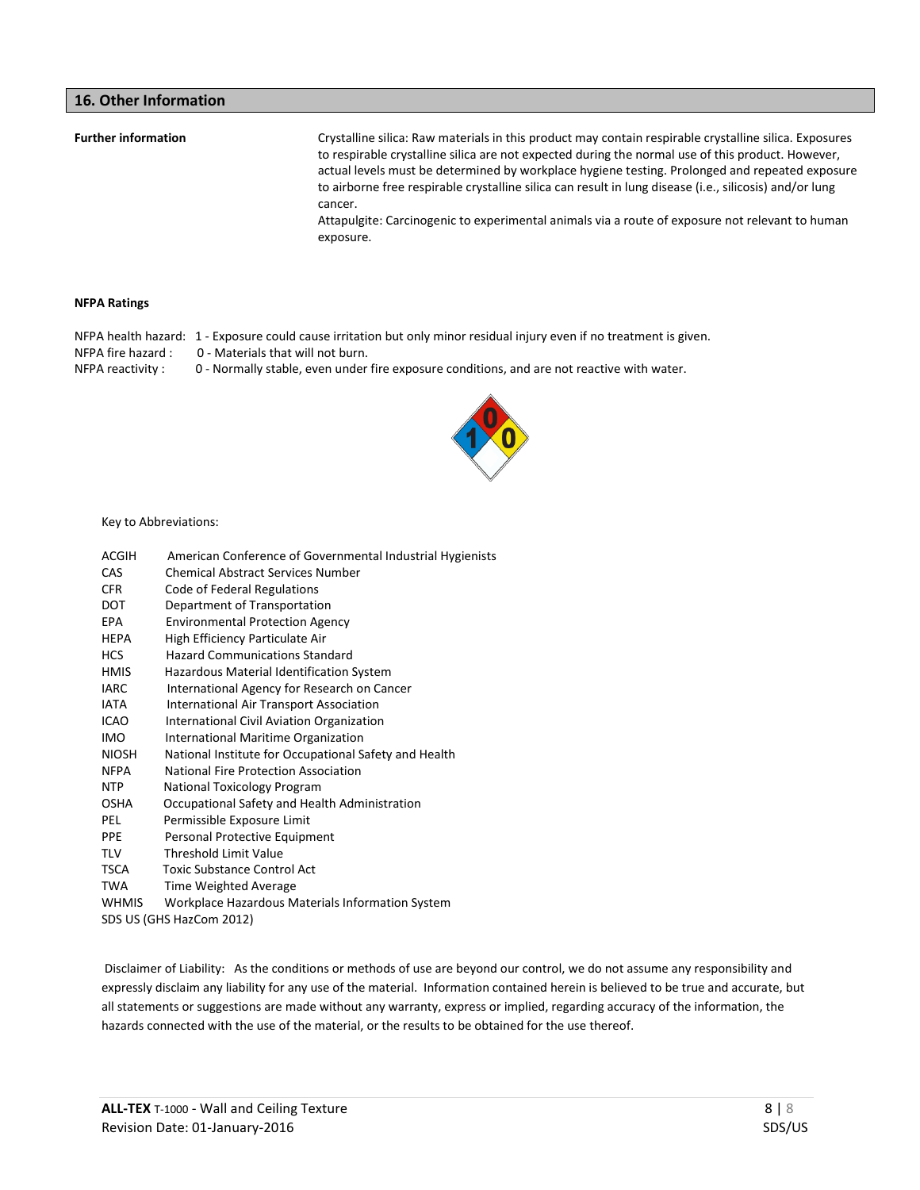## 16. Other Information

**Further information**

Crystalline silica: Raw materials in this product may contain respirable crystalline silica. Exposures to respirable crystalline silica are not expected during the normal use of this product. However, actual levels must be determined by workplace hygiene testing. Prolonged and repeated exposure to airborne free respirable crystalline silica can result in lung disease (i.e., silicosis) and/or lung cancer.

Attapulgite: Carcinogenic to experimental animals via a route of exposure not relevant to human exposure.

**NFPA Ratings**

NFPA health hazard: 1 - Exposure could cause irritation but only minor residual injury even if no treatment is given.
NFPA fire hazard : 0 - Materials that will not burn.
NFPA reactivity : 0 - Normally stable, even under fire exposure conditions, and are not reactive with water.

0
1 0

Key to Abbreviations:

| | |
|---|---|
| ACGIH | American Conference of Governmental Industrial Hygienists |
| CAS | Chemical Abstract Services Number |
| CFR | Code of Federal Regulations |
| DOT | Department of Transportation |
| EPA | Environmental Protection Agency |
| HEPA | High Efficiency Particulate Air |
| HCS | Hazard Communications Standard |
| HMIS | Hazardous Material Identification System |
| IARC | International Agency for Research on Cancer |
| IATA | International Air Transport Association |
| ICAO | International Civil Aviation Organization |
| IMO | International Maritime Organization |
| NIOSH | National Institute for Occupational Safety and Health |
| NFPA | National Fire Protection Association |
| NTP | National Toxicology Program |
| OSHA | Occupational Safety and Health Administration |
| PEL | Permissible Exposure Limit |
| PPE | Personal Protective Equipment |
| TLV | Threshold Limit Value |
| TSCA | Toxic Substance Control Act |
| TWA | Time Weighted Average |
| WHMIS | Workplace Hazardous Materials Information System |

SDS US (GHS HazCom 2012)

Disclaimer of Liability: As the conditions or methods of use are beyond our control, we do not assume any responsibility and expressly disclaim any liability for any use of the material. Information contained herein is believed to be true and accurate, but all statements or suggestions are made without any warranty, express or implied, regarding accuracy of the information, the hazards connected with the use of the material, or the results to be obtained for the use thereof.